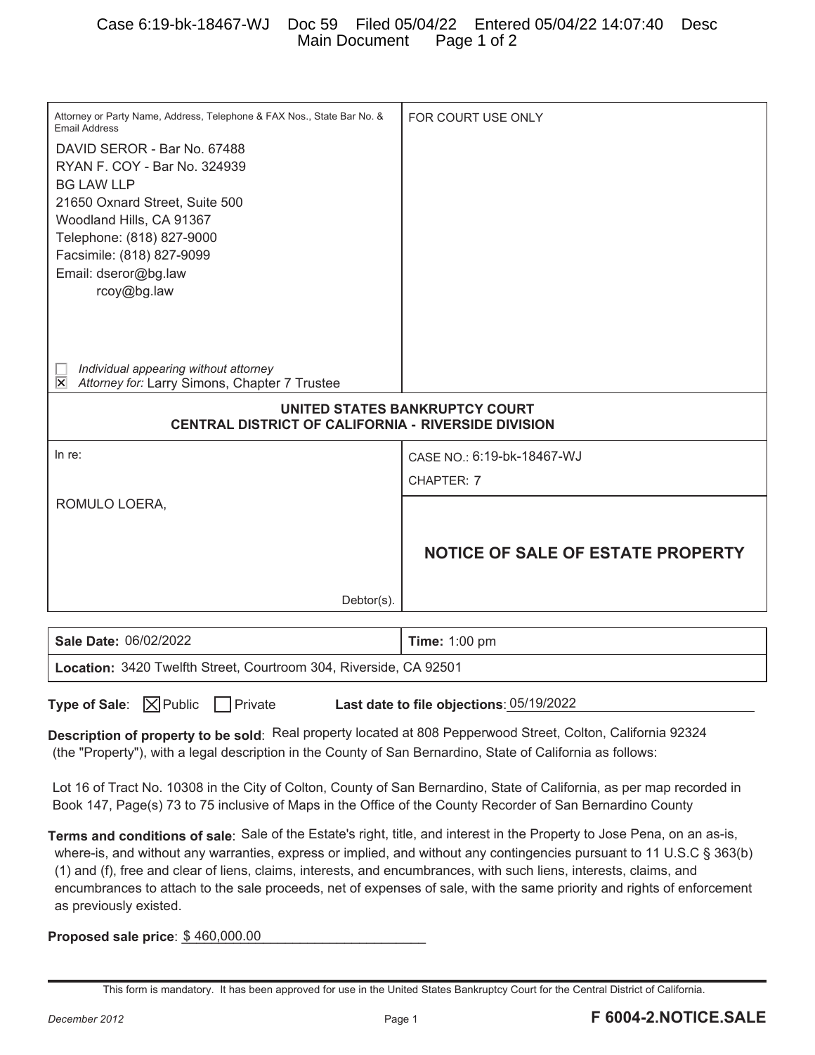Attorney or Party Name, Address, Telephone & FAX Nos., State Bar No. & Email Address

DAVID SEROR - Bar No. 67488
RYAN F. COY - Bar No. 324939
BG LAW LLP
21650 Oxnard Street, Suite 500
Woodland Hills, CA 91367
Telephone: (818) 827-9000
Facsimile: (818) 827-9099
Email: dseror@bg.law
rcoy@bg.law

☐ Individual appearing without attorney
☒ Attorney for: Larry Simons, Chapter 7 Trustee

FOR COURT USE ONLY

## UNITED STATES BANKRUPTCY COURT
## CENTRAL DISTRICT OF CALIFORNIA - RIVERSIDE DIVISION

In re:

ROMULO LOERA,

Debtor(s).

CASE NO.: 6:19-bk-18467-WJ

CHAPTER: 7

# NOTICE OF SALE OF ESTATE PROPERTY

| Sale Date: 06/02/2022 | Time: 1:00 pm |
|---|---|
| Location: 3420 Twelfth Street, Courtroom 304, Riverside, CA 92501 | |

**Type of Sale**: ☒ Public ☐ Private **Last date to file objections**: 05/19/2022

**Description of property to be sold**: Real property located at 808 Pepperwood Street, Colton, California 92324 (the "Property"), with a legal description in the County of San Bernardino, State of California as follows:

Lot 16 of Tract No. 10308 in the City of Colton, County of San Bernardino, State of California, as per map recorded in Book 147, Page(s) 73 to 75 inclusive of Maps in the Office of the County Recorder of San Bernardino County

**Terms and conditions of sale**: Sale of the Estate's right, title, and interest in the Property to Jose Pena, on an as-is, where-is, and without any warranties, express or implied, and without any contingencies pursuant to 11 U.S.C § 363(b)(1) and (f), free and clear of liens, claims, interests, and encumbrances, with such liens, interests, claims, and encumbrances to attach to the sale proceeds, net of expenses of sale, with the same priority and rights of enforcement as previously existed.

**Proposed sale price**: $ 460,000.00

This form is mandatory. It has been approved for use in the United States Bankruptcy Court for the Central District of California.

December 2012 **F 6004-2.NOTICE.SALE**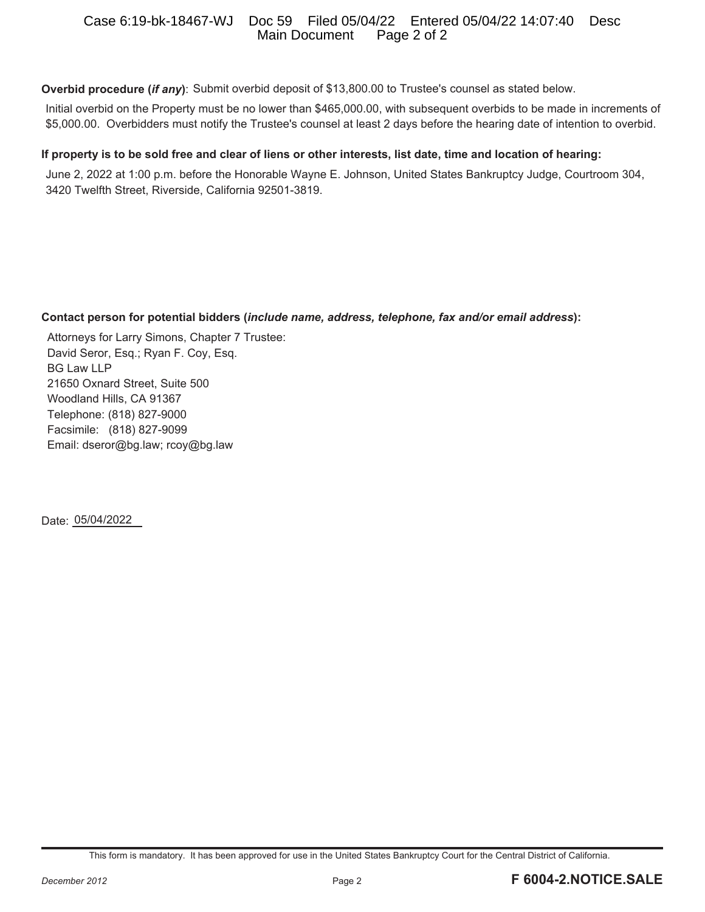**Overbid procedure (*if any*)**: Submit overbid deposit of $13,800.00 to Trustee's counsel as stated below.

Initial overbid on the Property must be no lower than $465,000.00, with subsequent overbids to be made in increments of $5,000.00. Overbidders must notify the Trustee's counsel at least 2 days before the hearing date of intention to overbid.

**If property is to be sold free and clear of liens or other interests, list date, time and location of hearing:**

June 2, 2022 at 1:00 p.m. before the Honorable Wayne E. Johnson, United States Bankruptcy Judge, Courtroom 304, 3420 Twelfth Street, Riverside, California 92501-3819.

**Contact person for potential bidders (*include name, address, telephone, fax and/or email address*):**

Attorneys for Larry Simons, Chapter 7 Trustee:
David Seror, Esq.; Ryan F. Coy, Esq.
BG Law LLP
21650 Oxnard Street, Suite 500
Woodland Hills, CA 91367
Telephone: (818) 827-9000
Facsimile: (818) 827-9099
Email: dseror@bg.law; rcoy@bg.law

Date: 05/04/2022

This form is mandatory. It has been approved for use in the United States Bankruptcy Court for the Central District of California.

December 2012

**F 6004-2.NOTICE.SALE**